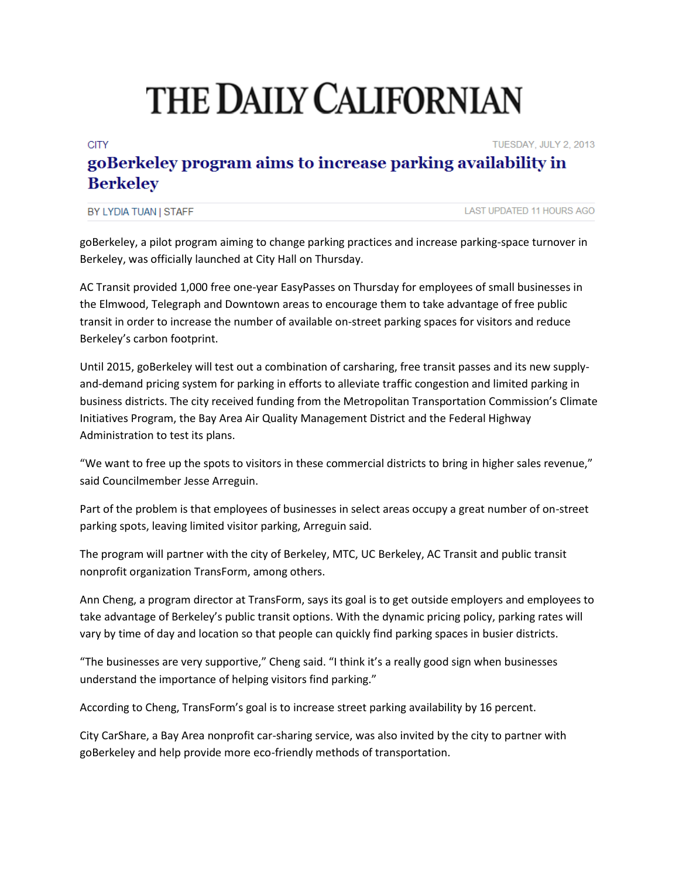# THE DAILY CALIFORNIAN

CITY

TUESDAY, JULY 2, 2013

## goBerkeley program aims to increase parking availability in Berkeley

BY LYDIA TUAN | STAFF

LAST UPDATED 11 HOURS AGO

goBerkeley, a pilot program aiming to change parking practices and increase parking-space turnover in Berkeley, was officially launched at City Hall on Thursday.

AC Transit provided 1,000 free one-year EasyPasses on Thursday for employees of small businesses in the Elmwood, Telegraph and Downtown areas to encourage them to take advantage of free public transit in order to increase the number of available on-street parking spaces for visitors and reduce Berkeley's carbon footprint.

Until 2015, goBerkeley will test out a combination of carsharing, free transit passes and its new supply-and-demand pricing system for parking in efforts to alleviate traffic congestion and limited parking in business districts. The city received funding from the Metropolitan Transportation Commission's Climate Initiatives Program, the Bay Area Air Quality Management District and the Federal Highway Administration to test its plans.

"We want to free up the spots to visitors in these commercial districts to bring in higher sales revenue," said Councilmember Jesse Arreguin.

Part of the problem is that employees of businesses in select areas occupy a great number of on-street parking spots, leaving limited visitor parking, Arreguin said.

The program will partner with the city of Berkeley, MTC, UC Berkeley, AC Transit and public transit nonprofit organization TransForm, among others.

Ann Cheng, a program director at TransForm, says its goal is to get outside employers and employees to take advantage of Berkeley's public transit options. With the dynamic pricing policy, parking rates will vary by time of day and location so that people can quickly find parking spaces in busier districts.

"The businesses are very supportive," Cheng said. "I think it's a really good sign when businesses understand the importance of helping visitors find parking."

According to Cheng, TransForm's goal is to increase street parking availability by 16 percent.

City CarShare, a Bay Area nonprofit car-sharing service, was also invited by the city to partner with goBerkeley and help provide more eco-friendly methods of transportation.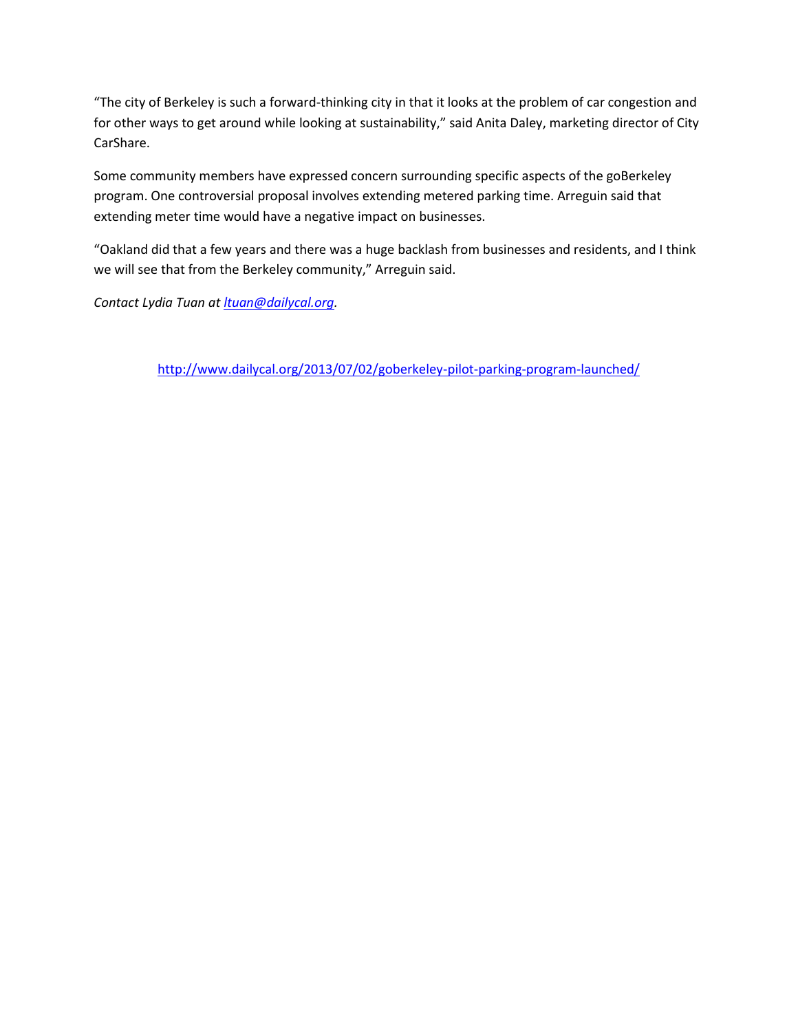"The city of Berkeley is such a forward-thinking city in that it looks at the problem of car congestion and for other ways to get around while looking at sustainability," said Anita Daley, marketing director of City CarShare.

Some community members have expressed concern surrounding specific aspects of the goBerkeley program. One controversial proposal involves extending metered parking time. Arreguin said that extending meter time would have a negative impact on businesses.

"Oakland did that a few years and there was a huge backlash from businesses and residents, and I think we will see that from the Berkeley community," Arreguin said.

*Contact Lydia Tuan at [ltuan@dailycal.org](mailto:ltuan@dailycal.org).*

[http://www.dailycal.org/2013/07/02/goberkeley-pilot-parking-program-launched/](http://www.dailycal.org/2013/07/02/goberkeley-pilot-parking-program-launched/)